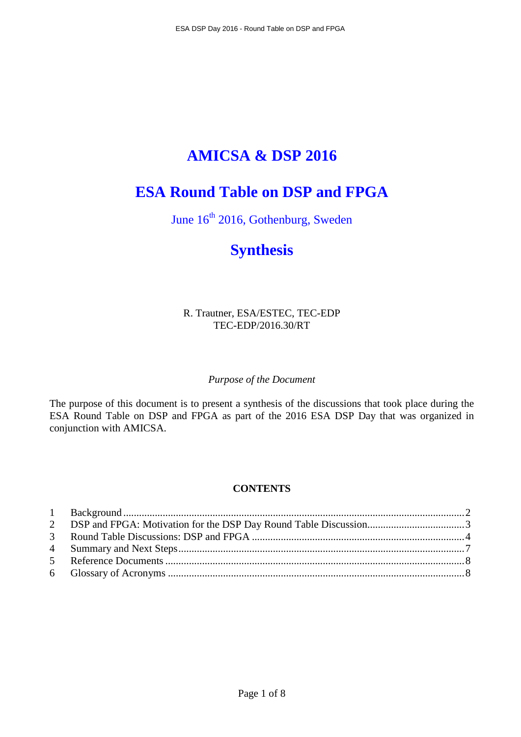# AMICSA & DSP 2016

# ESA Round Table on DSP and FPGA

June 16th 2016, Gothenburg, Sweden

## Synthesis

R. Trautner, ESA/ESTEC, TEC-EDP
TEC-EDP/2016.30/RT

*Purpose of the Document*

The purpose of this document is to present a synthesis of the discussions that took place during the ESA Round Table on DSP and FPGA as part of the 2016 ESA DSP Day that was organized in conjunction with AMICSA.

**CONTENTS**

1 Background ..... 2
2 DSP and FPGA: Motivation for the DSP Day Round Table Discussion ..... 3
3 Round Table Discussions: DSP and FPGA ..... 4
4 Summary and Next Steps ..... 7
5 Reference Documents ..... 8
6 Glossary of Acronyms ..... 8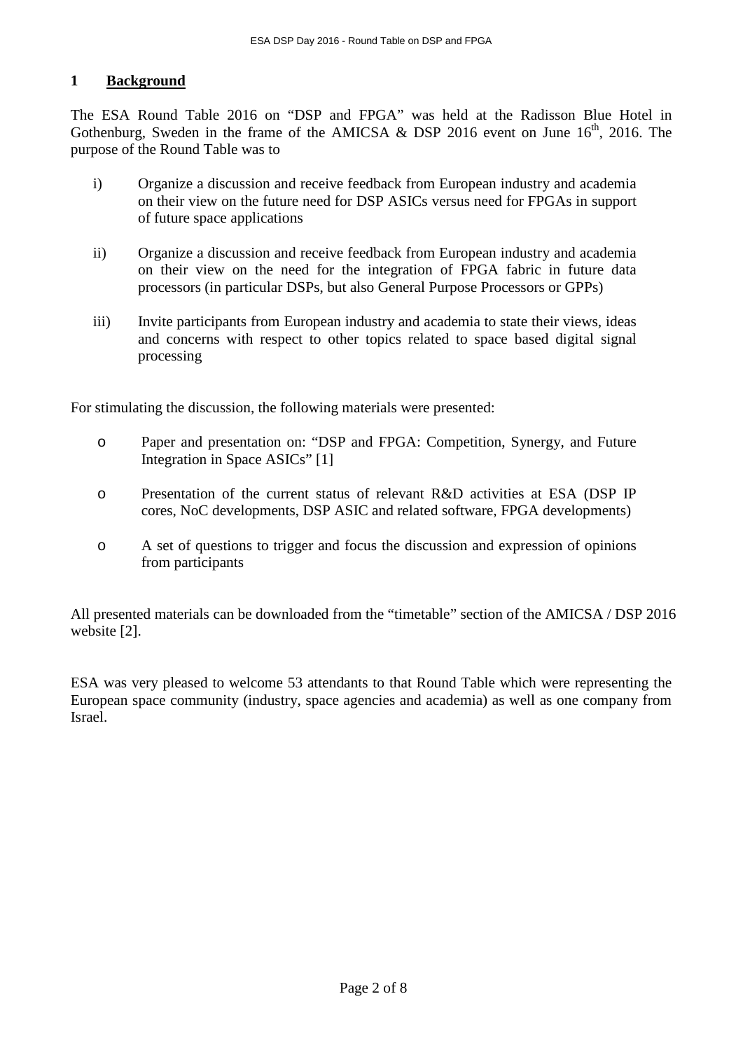## 1 Background

The ESA Round Table 2016 on "DSP and FPGA" was held at the Radisson Blue Hotel in Gothenburg, Sweden in the frame of the AMICSA & DSP 2016 event on June 16th, 2016. The purpose of the Round Table was to

i) Organize a discussion and receive feedback from European industry and academia on their view on the future need for DSP ASICs versus need for FPGAs in support of future space applications

ii) Organize a discussion and receive feedback from European industry and academia on their view on the need for the integration of FPGA fabric in future data processors (in particular DSPs, but also General Purpose Processors or GPPs)

iii) Invite participants from European industry and academia to state their views, ideas and concerns with respect to other topics related to space based digital signal processing

For stimulating the discussion, the following materials were presented:

- Paper and presentation on: "DSP and FPGA: Competition, Synergy, and Future Integration in Space ASICs" [1]
- Presentation of the current status of relevant R&D activities at ESA (DSP IP cores, NoC developments, DSP ASIC and related software, FPGA developments)
- A set of questions to trigger and focus the discussion and expression of opinions from participants

All presented materials can be downloaded from the "timetable" section of the AMICSA / DSP 2016 website [2].

ESA was very pleased to welcome 53 attendants to that Round Table which were representing the European space community (industry, space agencies and academia) as well as one company from Israel.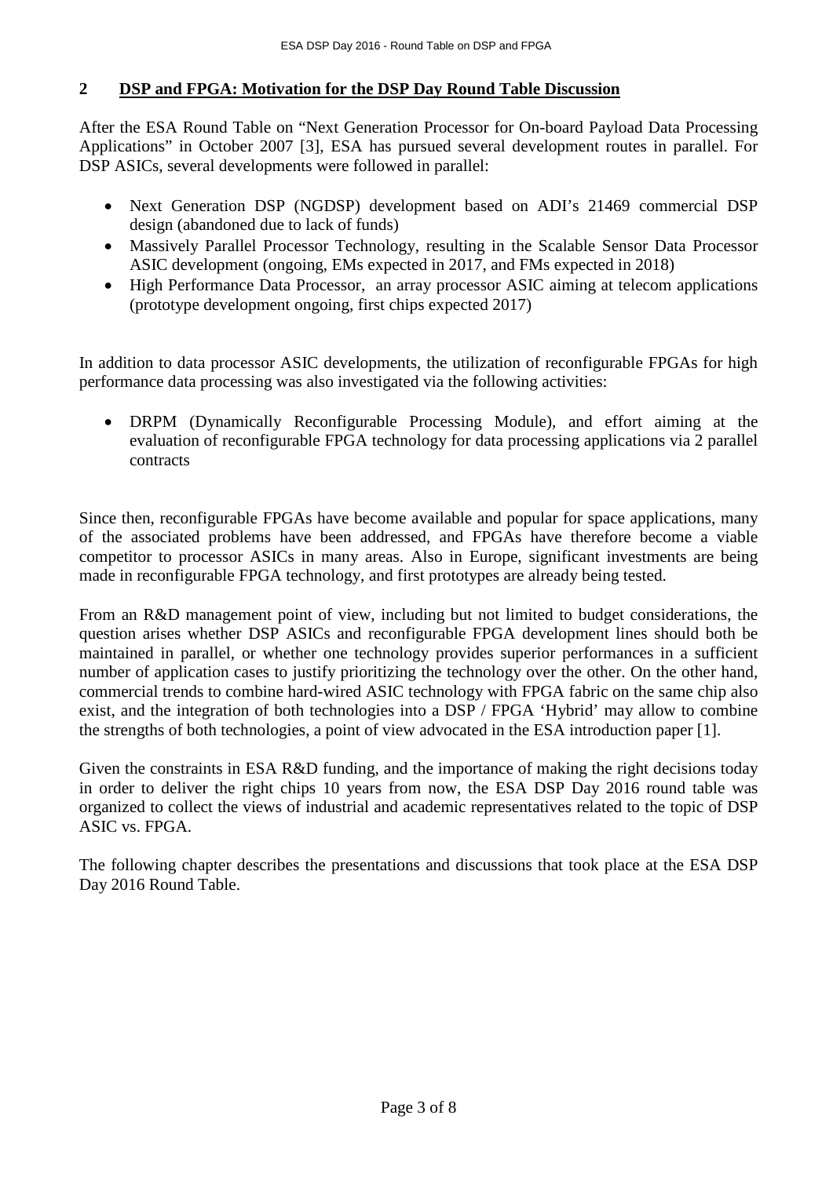## 2 DSP and FPGA: Motivation for the DSP Day Round Table Discussion

After the ESA Round Table on "Next Generation Processor for On-board Payload Data Processing Applications" in October 2007 [3], ESA has pursued several development routes in parallel. For DSP ASICs, several developments were followed in parallel:

- Next Generation DSP (NGDSP) development based on ADI's 21469 commercial DSP design (abandoned due to lack of funds)
- Massively Parallel Processor Technology, resulting in the Scalable Sensor Data Processor ASIC development (ongoing, EMs expected in 2017, and FMs expected in 2018)
- High Performance Data Processor, an array processor ASIC aiming at telecom applications (prototype development ongoing, first chips expected 2017)

In addition to data processor ASIC developments, the utilization of reconfigurable FPGAs for high performance data processing was also investigated via the following activities:

- DRPM (Dynamically Reconfigurable Processing Module), and effort aiming at the evaluation of reconfigurable FPGA technology for data processing applications via 2 parallel contracts

Since then, reconfigurable FPGAs have become available and popular for space applications, many of the associated problems have been addressed, and FPGAs have therefore become a viable competitor to processor ASICs in many areas. Also in Europe, significant investments are being made in reconfigurable FPGA technology, and first prototypes are already being tested.

From an R&D management point of view, including but not limited to budget considerations, the question arises whether DSP ASICs and reconfigurable FPGA development lines should both be maintained in parallel, or whether one technology provides superior performances in a sufficient number of application cases to justify prioritizing the technology over the other. On the other hand, commercial trends to combine hard-wired ASIC technology with FPGA fabric on the same chip also exist, and the integration of both technologies into a DSP / FPGA 'Hybrid' may allow to combine the strengths of both technologies, a point of view advocated in the ESA introduction paper [1].

Given the constraints in ESA R&D funding, and the importance of making the right decisions today in order to deliver the right chips 10 years from now, the ESA DSP Day 2016 round table was organized to collect the views of industrial and academic representatives related to the topic of DSP ASIC vs. FPGA.

The following chapter describes the presentations and discussions that took place at the ESA DSP Day 2016 Round Table.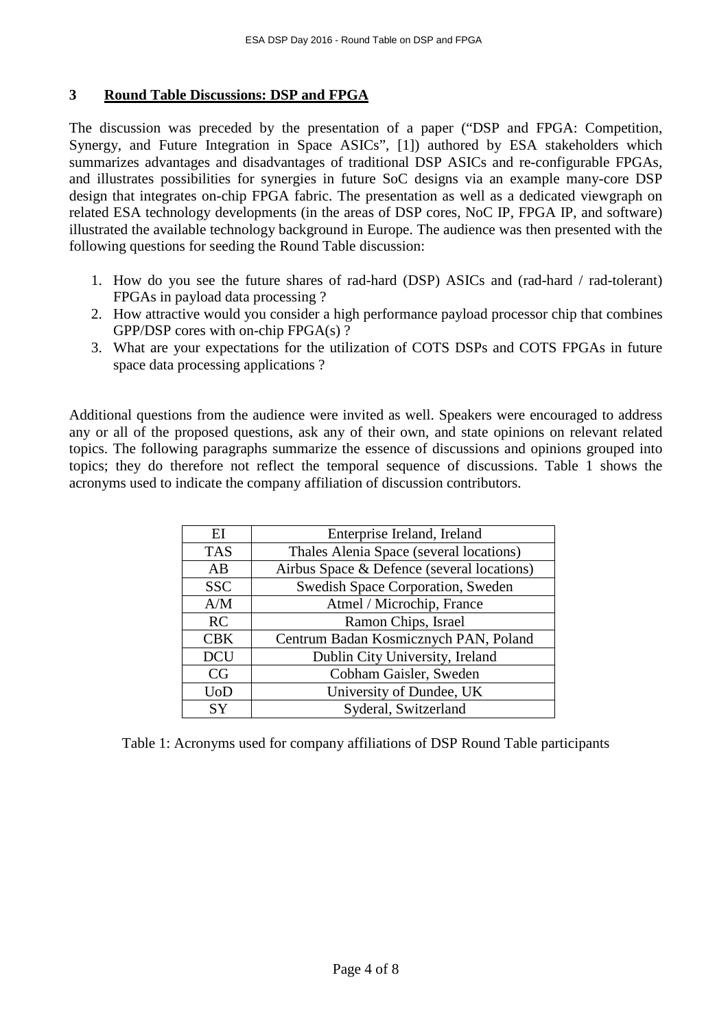## 3 Round Table Discussions: DSP and FPGA

The discussion was preceded by the presentation of a paper ("DSP and FPGA: Competition, Synergy, and Future Integration in Space ASICs", [1]) authored by ESA stakeholders which summarizes advantages and disadvantages of traditional DSP ASICs and re-configurable FPGAs, and illustrates possibilities for synergies in future SoC designs via an example many-core DSP design that integrates on-chip FPGA fabric. The presentation as well as a dedicated viewgraph on related ESA technology developments (in the areas of DSP cores, NoC IP, FPGA IP, and software) illustrated the available technology background in Europe. The audience was then presented with the following questions for seeding the Round Table discussion:

1. How do you see the future shares of rad-hard (DSP) ASICs and (rad-hard / rad-tolerant) FPGAs in payload data processing ?
2. How attractive would you consider a high performance payload processor chip that combines GPP/DSP cores with on-chip FPGA(s) ?
3. What are your expectations for the utilization of COTS DSPs and COTS FPGAs in future space data processing applications ?

Additional questions from the audience were invited as well. Speakers were encouraged to address any or all of the proposed questions, ask any of their own, and state opinions on relevant related topics. The following paragraphs summarize the essence of discussions and opinions grouped into topics; they do therefore not reflect the temporal sequence of discussions. Table 1 shows the acronyms used to indicate the company affiliation of discussion contributors.

| | |
|---|---|
| EI | Enterprise Ireland, Ireland |
| TAS | Thales Alenia Space (several locations) |
| AB | Airbus Space & Defence (several locations) |
| SSC | Swedish Space Corporation, Sweden |
| A/M | Atmel / Microchip, France |
| RC | Ramon Chips, Israel |
| CBK | Centrum Badan Kosmicznych PAN, Poland |
| DCU | Dublin City University, Ireland |
| CG | Cobham Gaisler, Sweden |
| UoD | University of Dundee, UK |
| SY | Syderal, Switzerland |

Table 1: Acronyms used for company affiliations of DSP Round Table participants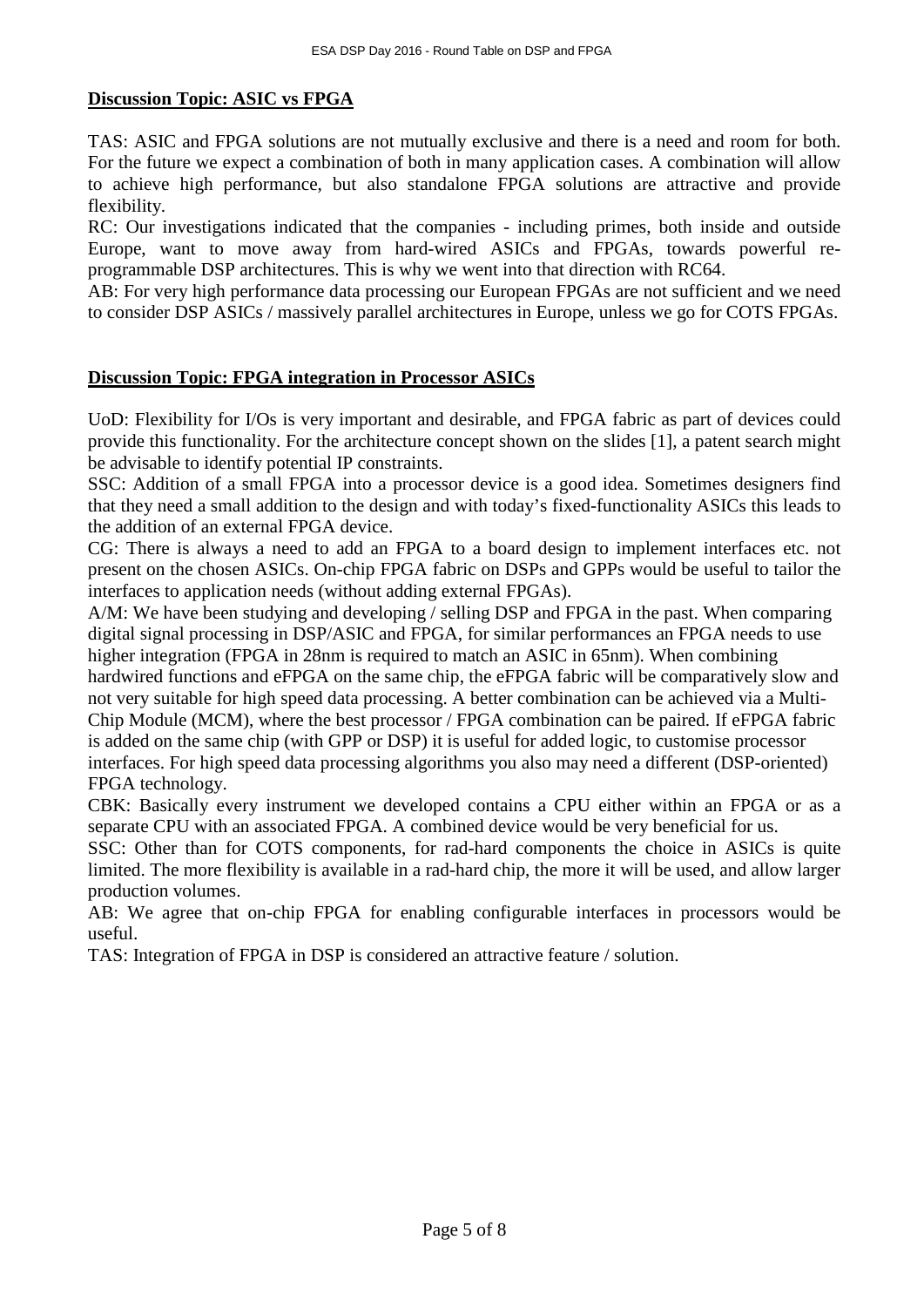**Discussion Topic: ASIC vs FPGA**

TAS: ASIC and FPGA solutions are not mutually exclusive and there is a need and room for both. For the future we expect a combination of both in many application cases. A combination will allow to achieve high performance, but also standalone FPGA solutions are attractive and provide flexibility.
RC: Our investigations indicated that the companies - including primes, both inside and outside Europe, want to move away from hard-wired ASICs and FPGAs, towards powerful re-programmable DSP architectures. This is why we went into that direction with RC64.
AB: For very high performance data processing our European FPGAs are not sufficient and we need to consider DSP ASICs / massively parallel architectures in Europe, unless we go for COTS FPGAs.

**Discussion Topic: FPGA integration in Processor ASICs**

UoD: Flexibility for I/Os is very important and desirable, and FPGA fabric as part of devices could provide this functionality. For the architecture concept shown on the slides [1], a patent search might be advisable to identify potential IP constraints.
SSC: Addition of a small FPGA into a processor device is a good idea. Sometimes designers find that they need a small addition to the design and with today's fixed-functionality ASICs this leads to the addition of an external FPGA device.
CG: There is always a need to add an FPGA to a board design to implement interfaces etc. not present on the chosen ASICs. On-chip FPGA fabric on DSPs and GPPs would be useful to tailor the interfaces to application needs (without adding external FPGAs).
A/M: We have been studying and developing / selling DSP and FPGA in the past. When comparing digital signal processing in DSP/ASIC and FPGA, for similar performances an FPGA needs to use higher integration (FPGA in 28nm is required to match an ASIC in 65nm). When combining hardwired functions and eFPGA on the same chip, the eFPGA fabric will be comparatively slow and not very suitable for high speed data processing. A better combination can be achieved via a Multi-Chip Module (MCM), where the best processor / FPGA combination can be paired. If eFPGA fabric is added on the same chip (with GPP or DSP) it is useful for added logic, to customise processor interfaces. For high speed data processing algorithms you also may need a different (DSP-oriented) FPGA technology.
CBK: Basically every instrument we developed contains a CPU either within an FPGA or as a separate CPU with an associated FPGA. A combined device would be very beneficial for us.
SSC: Other than for COTS components, for rad-hard components the choice in ASICs is quite limited. The more flexibility is available in a rad-hard chip, the more it will be used, and allow larger production volumes.
AB: We agree that on-chip FPGA for enabling configurable interfaces in processors would be useful.
TAS: Integration of FPGA in DSP is considered an attractive feature / solution.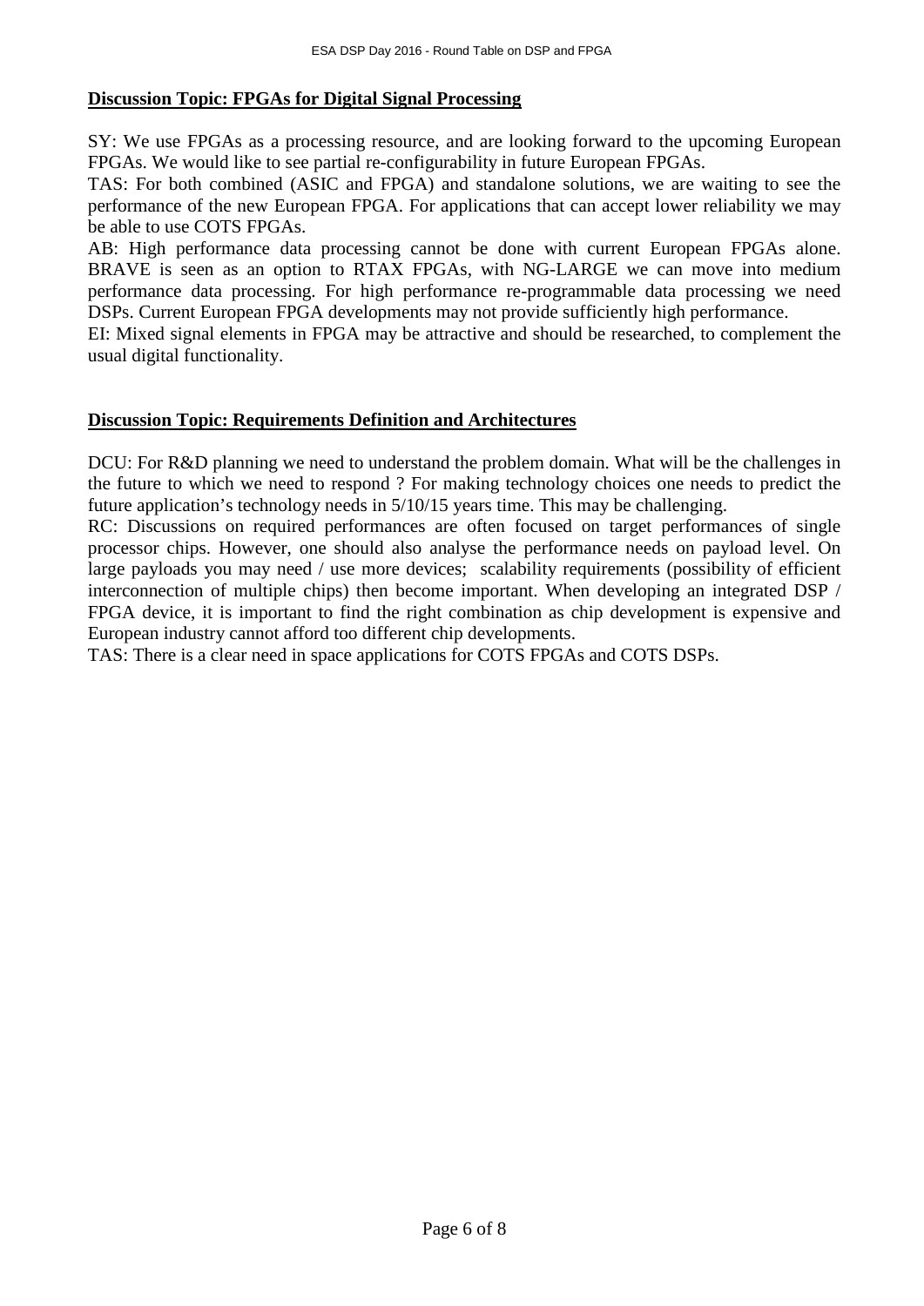## Discussion Topic: FPGAs for Digital Signal Processing

SY: We use FPGAs as a processing resource, and are looking forward to the upcoming European FPGAs. We would like to see partial re-configurability in future European FPGAs.

TAS: For both combined (ASIC and FPGA) and standalone solutions, we are waiting to see the performance of the new European FPGA. For applications that can accept lower reliability we may be able to use COTS FPGAs.

AB: High performance data processing cannot be done with current European FPGAs alone. BRAVE is seen as an option to RTAX FPGAs, with NG-LARGE we can move into medium performance data processing. For high performance re-programmable data processing we need DSPs. Current European FPGA developments may not provide sufficiently high performance.

EI: Mixed signal elements in FPGA may be attractive and should be researched, to complement the usual digital functionality.

## Discussion Topic: Requirements Definition and Architectures

DCU: For R&D planning we need to understand the problem domain. What will be the challenges in the future to which we need to respond ? For making technology choices one needs to predict the future application's technology needs in 5/10/15 years time. This may be challenging.

RC: Discussions on required performances are often focused on target performances of single processor chips. However, one should also analyse the performance needs on payload level. On large payloads you may need / use more devices; scalability requirements (possibility of efficient interconnection of multiple chips) then become important. When developing an integrated DSP / FPGA device, it is important to find the right combination as chip development is expensive and European industry cannot afford too different chip developments.

TAS: There is a clear need in space applications for COTS FPGAs and COTS DSPs.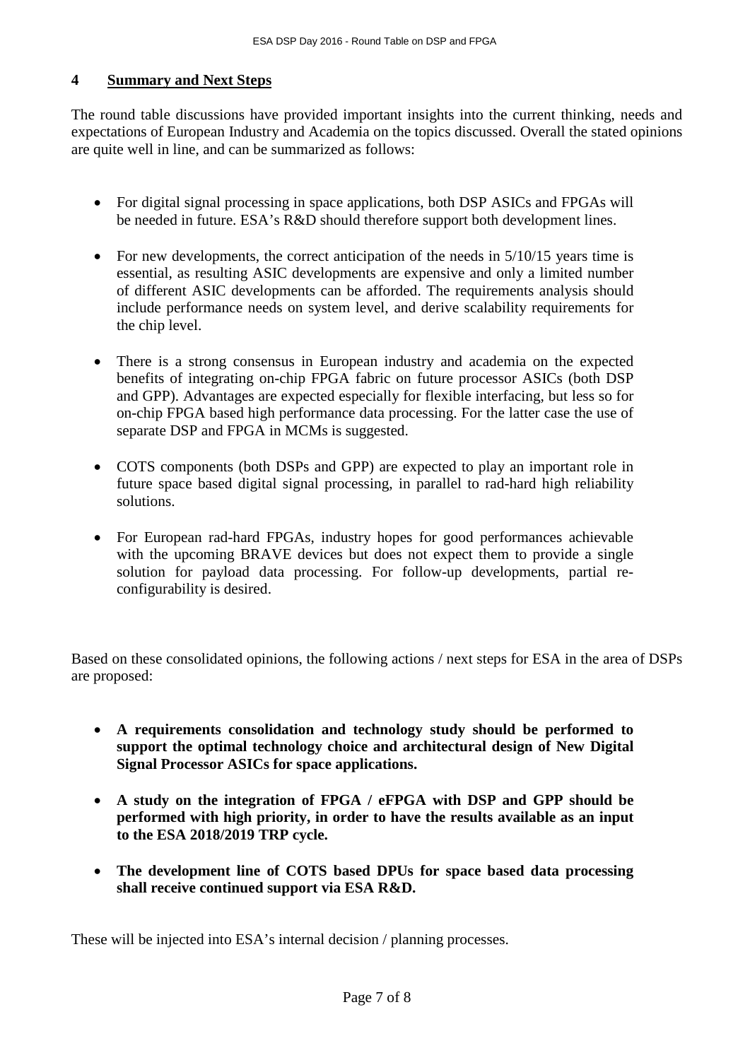## 4 Summary and Next Steps

The round table discussions have provided important insights into the current thinking, needs and expectations of European Industry and Academia on the topics discussed. Overall the stated opinions are quite well in line, and can be summarized as follows:

- For digital signal processing in space applications, both DSP ASICs and FPGAs will be needed in future. ESA's R&D should therefore support both development lines.
- For new developments, the correct anticipation of the needs in 5/10/15 years time is essential, as resulting ASIC developments are expensive and only a limited number of different ASIC developments can be afforded. The requirements analysis should include performance needs on system level, and derive scalability requirements for the chip level.
- There is a strong consensus in European industry and academia on the expected benefits of integrating on-chip FPGA fabric on future processor ASICs (both DSP and GPP). Advantages are expected especially for flexible interfacing, but less so for on-chip FPGA based high performance data processing. For the latter case the use of separate DSP and FPGA in MCMs is suggested.
- COTS components (both DSPs and GPP) are expected to play an important role in future space based digital signal processing, in parallel to rad-hard high reliability solutions.
- For European rad-hard FPGAs, industry hopes for good performances achievable with the upcoming BRAVE devices but does not expect them to provide a single solution for payload data processing. For follow-up developments, partial re-configurability is desired.

Based on these consolidated opinions, the following actions / next steps for ESA in the area of DSPs are proposed:

- **A requirements consolidation and technology study should be performed to support the optimal technology choice and architectural design of New Digital Signal Processor ASICs for space applications.**
- **A study on the integration of FPGA / eFPGA with DSP and GPP should be performed with high priority, in order to have the results available as an input to the ESA 2018/2019 TRP cycle.**
- **The development line of COTS based DPUs for space based data processing shall receive continued support via ESA R&D.**

These will be injected into ESA's internal decision / planning processes.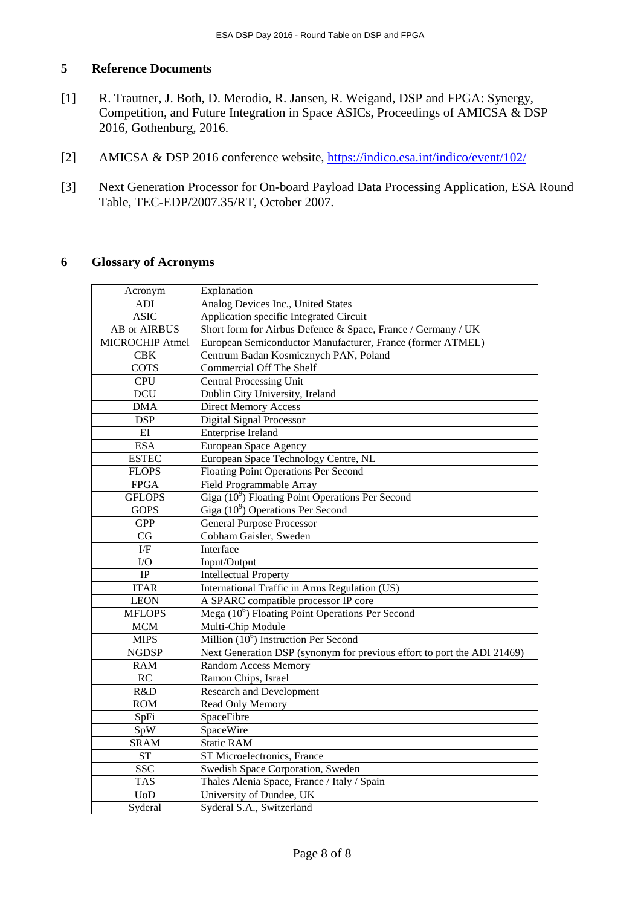## 5 Reference Documents

[1] R. Trautner, J. Both, D. Merodio, R. Jansen, R. Weigand, DSP and FPGA: Synergy, Competition, and Future Integration in Space ASICs, Proceedings of AMICSA & DSP 2016, Gothenburg, 2016.

[2] AMICSA & DSP 2016 conference website, https://indico.esa.int/indico/event/102/

[3] Next Generation Processor for On-board Payload Data Processing Application, ESA Round Table, TEC-EDP/2007.35/RT, October 2007.

## 6 Glossary of Acronyms

| Acronym | Explanation |
|---|---|
| ADI | Analog Devices Inc., United States |
| ASIC | Application specific Integrated Circuit |
| AB or AIRBUS | Short form for Airbus Defence & Space, France / Germany / UK |
| MICROCHIP Atmel | European Semiconductor Manufacturer, France (former ATMEL) |
| CBK | Centrum Badan Kosmicznych PAN, Poland |
| COTS | Commercial Off The Shelf |
| CPU | Central Processing Unit |
| DCU | Dublin City University, Ireland |
| DMA | Direct Memory Access |
| DSP | Digital Signal Processor |
| EI | Enterprise Ireland |
| ESA | European Space Agency |
| ESTEC | European Space Technology Centre, NL |
| FLOPS | Floating Point Operations Per Second |
| FPGA | Field Programmable Array |
| GFLOPS | Giga ($10^9$) Floating Point Operations Per Second |
| GOPS | Giga ($10^9$) Operations Per Second |
| GPP | General Purpose Processor |
| CG | Cobham Gaisler, Sweden |
| I/F | Interface |
| I/O | Input/Output |
| IP | Intellectual Property |
| ITAR | International Traffic in Arms Regulation (US) |
| LEON | A SPARC compatible processor IP core |
| MFLOPS | Mega ($10^6$) Floating Point Operations Per Second |
| MCM | Multi-Chip Module |
| MIPS | Million ($10^6$) Instruction Per Second |
| NGDSP | Next Generation DSP (synonym for previous effort to port the ADI 21469) |
| RAM | Random Access Memory |
| RC | Ramon Chips, Israel |
| R&D | Research and Development |
| ROM | Read Only Memory |
| SpFi | SpaceFibre |
| SpW | SpaceWire |
| SRAM | Static RAM |
| ST | ST Microelectronics, France |
| SSC | Swedish Space Corporation, Sweden |
| TAS | Thales Alenia Space, France / Italy / Spain |
| UoD | University of Dundee, UK |
| Syderal | Syderal S.A., Switzerland |